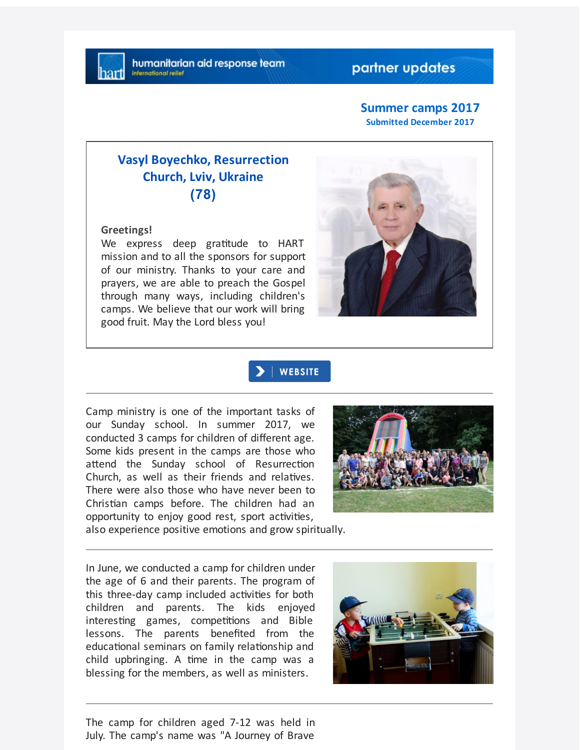humanitarian aid response team
international relief

partner updates

## Summer camps 2017

**Submitted December 2017**

### Vasyl Boyechko, Resurrection Church, Lviv, Ukraine (78)

**Greetings!**

We express deep gratitude to HART mission and to all the sponsors for support of our ministry. Thanks to your care and prayers, we are able to preach the Gospel through many ways, including children's camps. We believe that our work will bring good fruit. May the Lord bless you!

WEBSITE

---

Camp ministry is one of the important tasks of our Sunday school. In summer 2017, we conducted 3 camps for children of different age. Some kids present in the camps are those who attend the Sunday school of Resurrection Church, as well as their friends and relatives. There were also those who have never been to Christian camps before. The children had an opportunity to enjoy good rest, sport activities, also experience positive emotions and grow spiritually.

---

In June, we conducted a camp for children under the age of 6 and their parents. The program of this three-day camp included activities for both children and parents. The kids enjoyed interesting games, competitions and Bible lessons. The parents benefited from the educational seminars on family relationship and child upbringing. A time in the camp was a blessing for the members, as well as ministers.

---

The camp for children aged 7-12 was held in July. The camp's name was "A Journey of Brave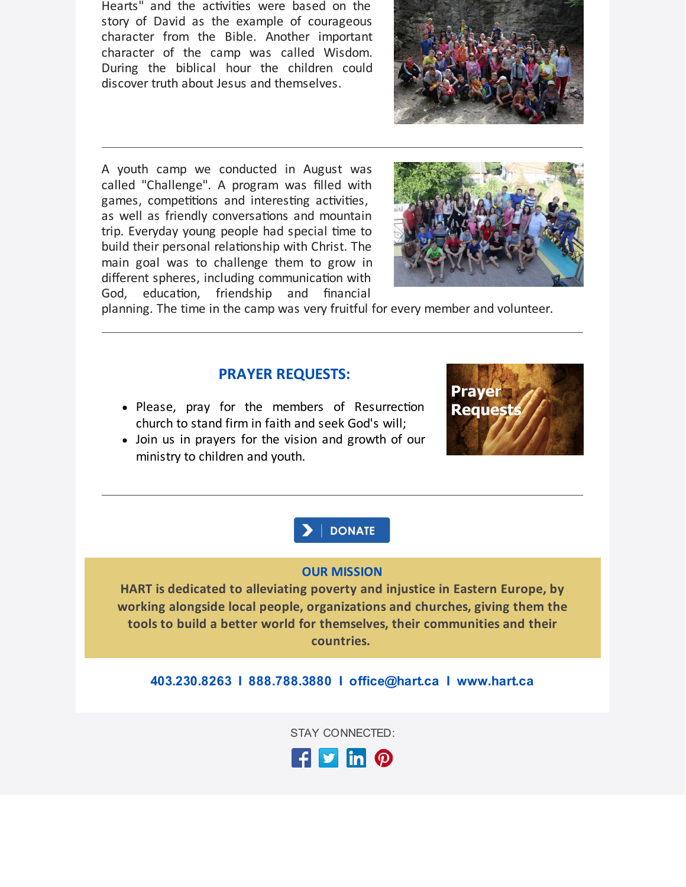Hearts" and the activities were based on the story of David as the example of courageous character from the Bible. Another important character of the camp was called Wisdom. During the biblical hour the children could discover truth about Jesus and themselves.

---

A youth camp we conducted in August was called "Challenge". A program was filled with games, competitions and interesting activities, as well as friendly conversations and mountain trip. Everyday young people had special time to build their personal relationship with Christ. The main goal was to challenge them to grow in different spheres, including communication with God, education, friendship and financial planning. The time in the camp was very fruitful for every member and volunteer.

---

## PRAYER REQUESTS:

- Please, pray for the members of Resurrection church to stand firm in faith and seek God's will;
- Join us in prayers for the vision and growth of our ministry to children and youth.

---

DONATE

**OUR MISSION**

**HART is dedicated to alleviating poverty and injustice in Eastern Europe, by working alongside local people, organizations and churches, giving them the tools to build a better world for themselves, their communities and their countries.**

**403.230.8263 I 888.788.3880 I office@hart.ca I www.hart.ca**

STAY CONNECTED: